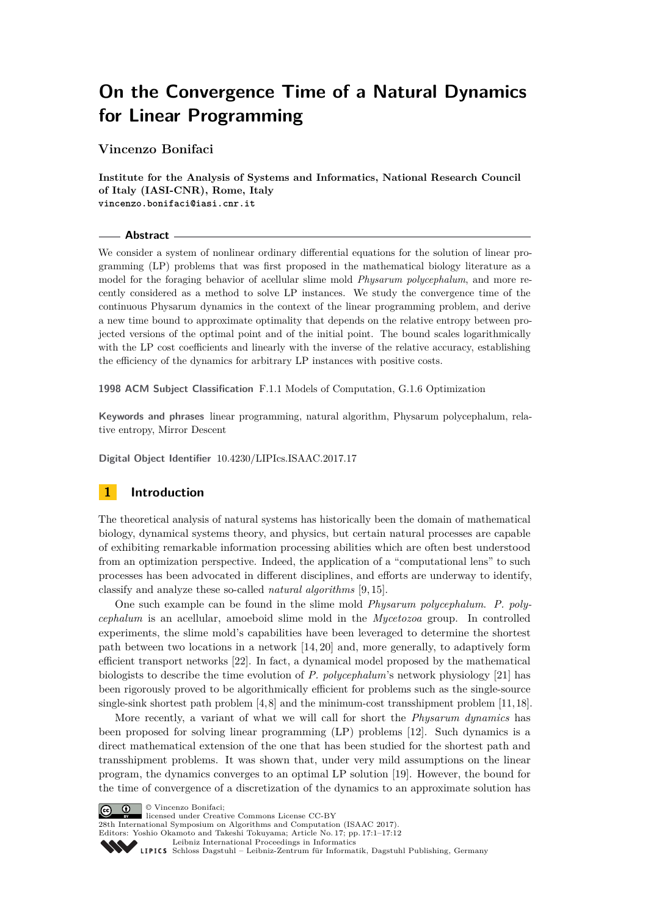# On the Convergence Time of a Natural Dynamics for Linear Programming

**Vincenzo Bonifaci**

**Institute for the Analysis of Systems and Informatics, National Research Council of Italy (IASI-CNR), Rome, Italy**
`vincenzo.bonifaci@iasi.cnr.it`

## Abstract

We consider a system of nonlinear ordinary differential equations for the solution of linear programming (LP) problems that was first proposed in the mathematical biology literature as a model for the foraging behavior of acellular slime mold *Physarum polycephalum*, and more recently considered as a method to solve LP instances. We study the convergence time of the continuous Physarum dynamics in the context of the linear programming problem, and derive a new time bound to approximate optimality that depends on the relative entropy between projected versions of the optimal point and of the initial point. The bound scales logarithmically with the LP cost coefficients and linearly with the inverse of the relative accuracy, establishing the efficiency of the dynamics for arbitrary LP instances with positive costs.

**1998 ACM Subject Classification** F.1.1 Models of Computation, G.1.6 Optimization

**Keywords and phrases** linear programming, natural algorithm, Physarum polycephalum, relative entropy, Mirror Descent

**Digital Object Identifier** 10.4230/LIPIcs.ISAAC.2017.17

## 1 Introduction

The theoretical analysis of natural systems has historically been the domain of mathematical biology, dynamical systems theory, and physics, but certain natural processes are capable of exhibiting remarkable information processing abilities which are often best understood from an optimization perspective. Indeed, the application of a "computational lens" to such processes has been advocated in different disciplines, and efforts are underway to identify, classify and analyze these so-called *natural algorithms* [9, 15].

One such example can be found in the slime mold *Physarum polycephalum*. *P. polycephalum* is an acellular, amoeboid slime mold in the *Mycetozoa* group. In controlled experiments, the slime mold's capabilities have been leveraged to determine the shortest path between two locations in a network [14, 20] and, more generally, to adaptively form efficient transport networks [22]. In fact, a dynamical model proposed by the mathematical biologists to describe the time evolution of *P. polycephalum*'s network physiology [21] has been rigorously proved to be algorithmically efficient for problems such as the single-source single-sink shortest path problem [4, 8] and the minimum-cost transshipment problem [11, 18].

More recently, a variant of what we will call for short the *Physarum dynamics* has been proposed for solving linear programming (LP) problems [12]. Such dynamics is a direct mathematical extension of the one that has been studied for the shortest path and transshipment problems. It was shown that, under very mild assumptions on the linear program, the dynamics converges to an optimal LP solution [19]. However, the bound for the time of convergence of a discretization of the dynamics to an approximate solution has

© Vincenzo Bonifaci;
licensed under Creative Commons License CC-BY
28th International Symposium on Algorithms and Computation (ISAAC 2017).
Editors: Yoshio Okamoto and Takeshi Tokuyama; Article No. 17; pp. 17:1–17:12
Leibniz International Proceedings in Informatics
Schloss Dagstuhl – Leibniz-Zentrum für Informatik, Dagstuhl Publishing, Germany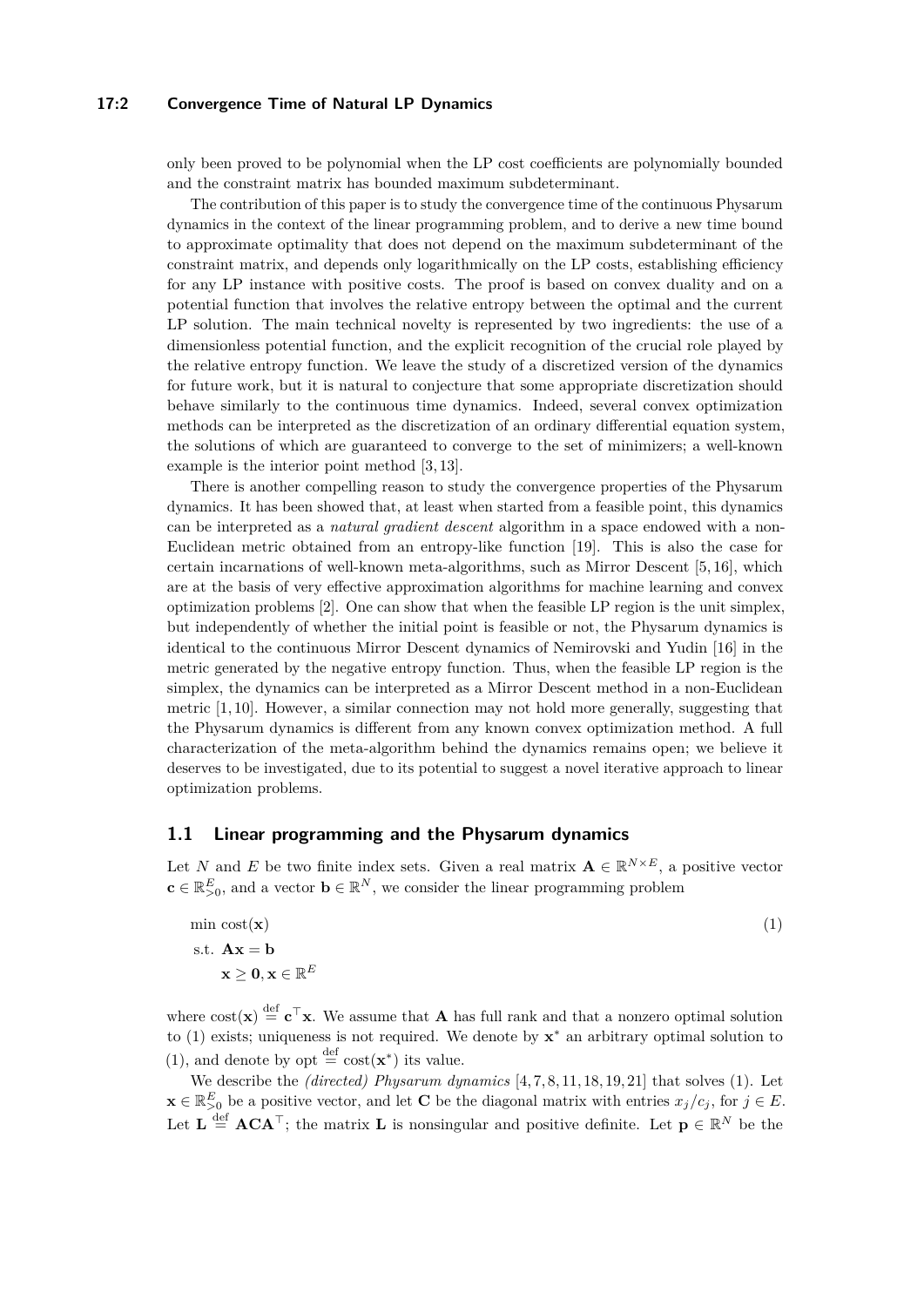only been proved to be polynomial when the LP cost coefficients are polynomially bounded and the constraint matrix has bounded maximum subdeterminant.

The contribution of this paper is to study the convergence time of the continuous Physarum dynamics in the context of the linear programming problem, and to derive a new time bound to approximate optimality that does not depend on the maximum subdeterminant of the constraint matrix, and depends only logarithmically on the LP costs, establishing efficiency for any LP instance with positive costs. The proof is based on convex duality and on a potential function that involves the relative entropy between the optimal and the current LP solution. The main technical novelty is represented by two ingredients: the use of a dimensionless potential function, and the explicit recognition of the crucial role played by the relative entropy function. We leave the study of a discretized version of the dynamics for future work, but it is natural to conjecture that some appropriate discretization should behave similarly to the continuous time dynamics. Indeed, several convex optimization methods can be interpreted as the discretization of an ordinary differential equation system, the solutions of which are guaranteed to converge to the set of minimizers; a well-known example is the interior point method [3,13].

There is another compelling reason to study the convergence properties of the Physarum dynamics. It has been showed that, at least when started from a feasible point, this dynamics can be interpreted as a *natural gradient descent* algorithm in a space endowed with a non-Euclidean metric obtained from an entropy-like function [19]. This is also the case for certain incarnations of well-known meta-algorithms, such as Mirror Descent [5,16], which are at the basis of very effective approximation algorithms for machine learning and convex optimization problems [2]. One can show that when the feasible LP region is the unit simplex, but independently of whether the initial point is feasible or not, the Physarum dynamics is identical to the continuous Mirror Descent dynamics of Nemirovski and Yudin [16] in the metric generated by the negative entropy function. Thus, when the feasible LP region is the simplex, the dynamics can be interpreted as a Mirror Descent method in a non-Euclidean metric [1,10]. However, a similar connection may not hold more generally, suggesting that the Physarum dynamics is different from any known convex optimization method. A full characterization of the meta-algorithm behind the dynamics remains open; we believe it deserves to be investigated, due to its potential to suggest a novel iterative approach to linear optimization problems.

## 1.1 Linear programming and the Physarum dynamics

Let $N$ and $E$ be two finite index sets. Given a real matrix $\mathbf{A} \in \mathbb{R}^{N \times E}$, a positive vector $\mathbf{c} \in \mathbb{R}^{E}_{>0}$, and a vector $\mathbf{b} \in \mathbb{R}^{N}$, we consider the linear programming problem

$$
\begin{aligned}
\min\ & \mathrm{cost}(\mathbf{x}) \\
\text{s.t. } & \mathbf{A}\mathbf{x} = \mathbf{b} \\
& \mathbf{x} \geq \mathbf{0}, \mathbf{x} \in \mathbb{R}^{E}
\end{aligned}
\tag{1}
$$

where $\mathrm{cost}(\mathbf{x}) \stackrel{\text{def}}{=} \mathbf{c}^{\top}\mathbf{x}$. We assume that $\mathbf{A}$ has full rank and that a nonzero optimal solution to (1) exists; uniqueness is not required. We denote by $\mathbf{x}^*$ an arbitrary optimal solution to (1), and denote by $\mathrm{opt} \stackrel{\text{def}}{=} \mathrm{cost}(\mathbf{x}^*)$ its value.

We describe the *(directed) Physarum dynamics* [4,7,8,11,18,19,21] that solves (1). Let $\mathbf{x} \in \mathbb{R}^{E}_{>0}$ be a positive vector, and let $\mathbf{C}$ be the diagonal matrix with entries $x_j/c_j$, for $j \in E$. Let $\mathbf{L} \stackrel{\text{def}}{=} \mathbf{A}\mathbf{C}\mathbf{A}^{\top}$; the matrix $\mathbf{L}$ is nonsingular and positive definite. Let $\mathbf{p} \in \mathbb{R}^{N}$ be the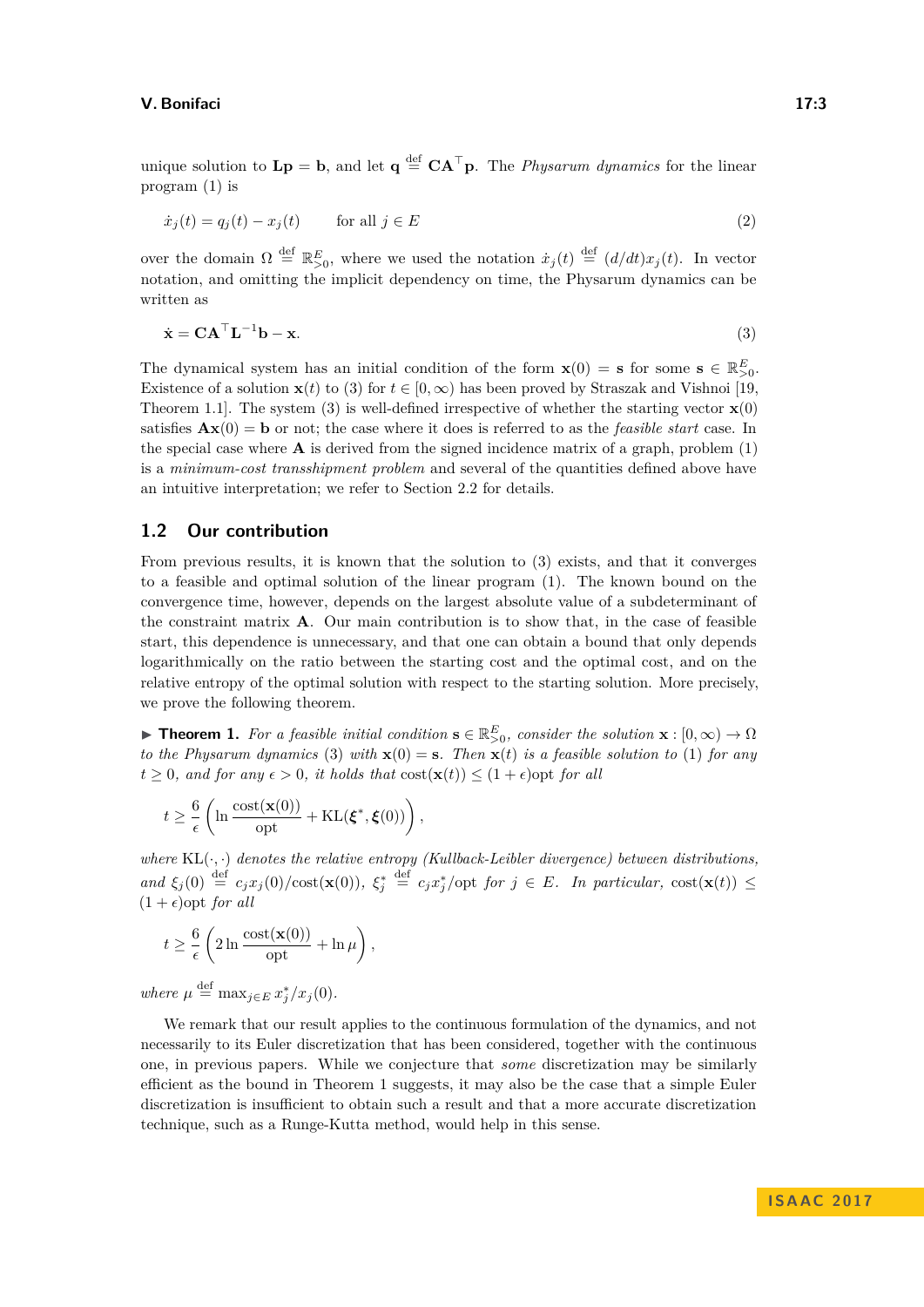unique solution to $\mathbf{L}\mathbf{p} = \mathbf{b}$, and let $\mathbf{q} \stackrel{\text{def}}{=} \mathbf{C}\mathbf{A}^\top \mathbf{p}$. The *Physarum dynamics* for the linear program (1) is

$$\dot{x}_j(t) = q_j(t) - x_j(t) \qquad \text{for all } j \in E \tag{2}$$

over the domain $\Omega \stackrel{\text{def}}{=} \mathbb{R}^E_{>0}$, where we used the notation $\dot{x}_j(t) \stackrel{\text{def}}{=} (d/dt)x_j(t)$. In vector notation, and omitting the implicit dependency on time, the Physarum dynamics can be written as

$$\dot{\mathbf{x}} = \mathbf{C}\mathbf{A}^\top \mathbf{L}^{-1}\mathbf{b} - \mathbf{x}. \tag{3}$$

The dynamical system has an initial condition of the form $\mathbf{x}(0) = \mathbf{s}$ for some $\mathbf{s} \in \mathbb{R}^E_{>0}$. Existence of a solution $\mathbf{x}(t)$ to (3) for $t \in [0, \infty)$ has been proved by Straszak and Vishnoi [19, Theorem 1.1]. The system (3) is well-defined irrespective of whether the starting vector $\mathbf{x}(0)$ satisfies $\mathbf{A}\mathbf{x}(0) = \mathbf{b}$ or not; the case where it does is referred to as the *feasible start* case. In the special case where $\mathbf{A}$ is derived from the signed incidence matrix of a graph, problem (1) is a *minimum-cost transshipment problem* and several of the quantities defined above have an intuitive interpretation; we refer to Section 2.2 for details.

## 1.2 Our contribution

From previous results, it is known that the solution to (3) exists, and that it converges to a feasible and optimal solution of the linear program (1). The known bound on the convergence time, however, depends on the largest absolute value of a subdeterminant of the constraint matrix $\mathbf{A}$. Our main contribution is to show that, in the case of feasible start, this dependence is unnecessary, and that one can obtain a bound that only depends logarithmically on the ratio between the starting cost and the optimal cost, and on the relative entropy of the optimal solution with respect to the starting solution. More precisely, we prove the following theorem.

▶ **Theorem 1.** *For a feasible initial condition $\mathbf{s} \in \mathbb{R}^E_{>0}$, consider the solution $\mathbf{x} : [0, \infty) \to \Omega$ to the Physarum dynamics (3) with $\mathbf{x}(0) = \mathbf{s}$. Then $\mathbf{x}(t)$ is a feasible solution to (1) for any $t \geq 0$, and for any $\epsilon > 0$, it holds that $\text{cost}(\mathbf{x}(t)) \leq (1 + \epsilon)\text{opt}$ for all*

$$t \geq \frac{6}{\epsilon}\left(\ln \frac{\text{cost}(\mathbf{x}(0))}{\text{opt}} + \text{KL}(\boldsymbol{\xi}^*, \boldsymbol{\xi}(0))\right),$$

*where $\text{KL}(\cdot, \cdot)$ denotes the relative entropy (Kullback-Leibler divergence) between distributions, and $\xi_j(0) \stackrel{\text{def}}{=} c_j x_j(0)/\text{cost}(\mathbf{x}(0))$, $\xi^*_j \stackrel{\text{def}}{=} c_j x^*_j/\text{opt}$ for $j \in E$. In particular, $\text{cost}(\mathbf{x}(t)) \leq (1 + \epsilon)\text{opt}$ for all*

$$t \geq \frac{6}{\epsilon}\left(2 \ln \frac{\text{cost}(\mathbf{x}(0))}{\text{opt}} + \ln \mu\right),$$

*where $\mu \stackrel{\text{def}}{=} \max_{j \in E} x^*_j / x_j(0)$.*

We remark that our result applies to the continuous formulation of the dynamics, and not necessarily to its Euler discretization that has been considered, together with the continuous one, in previous papers. While we conjecture that *some* discretization may be similarly efficient as the bound in Theorem 1 suggests, it may also be the case that a simple Euler discretization is insufficient to obtain such a result and that a more accurate discretization technique, such as a Runge-Kutta method, would help in this sense.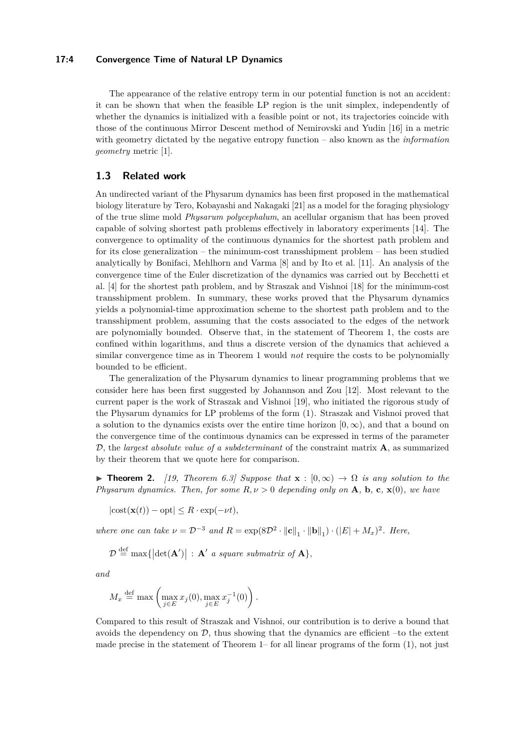The appearance of the relative entropy term in our potential function is not an accident: it can be shown that when the feasible LP region is the unit simplex, independently of whether the dynamics is initialized with a feasible point or not, its trajectories coincide with those of the continuous Mirror Descent method of Nemirovski and Yudin [16] in a metric with geometry dictated by the negative entropy function – also known as the *information geometry* metric [1].

## 1.3 Related work

An undirected variant of the Physarum dynamics has been first proposed in the mathematical biology literature by Tero, Kobayashi and Nakagaki [21] as a model for the foraging physiology of the true slime mold *Physarum polycephalum*, an acellular organism that has been proved capable of solving shortest path problems effectively in laboratory experiments [14]. The convergence to optimality of the continuous dynamics for the shortest path problem and for its close generalization – the minimum-cost transshipment problem – has been studied analytically by Bonifaci, Mehlhorn and Varma [8] and by Ito et al. [11]. An analysis of the convergence time of the Euler discretization of the dynamics was carried out by Becchetti et al. [4] for the shortest path problem, and by Straszak and Vishnoi [18] for the minimum-cost transshipment problem. In summary, these works proved that the Physarum dynamics yields a polynomial-time approximation scheme to the shortest path problem and to the transshipment problem, assuming that the costs associated to the edges of the network are polynomially bounded. Observe that, in the statement of Theorem 1, the costs are confined within logarithms, and thus a discrete version of the dynamics that achieved a similar convergence time as in Theorem 1 would *not* require the costs to be polynomially bounded to be efficient.

The generalization of the Physarum dynamics to linear programming problems that we consider here has been first suggested by Johannson and Zou [12]. Most relevant to the current paper is the work of Straszak and Vishnoi [19], who initiated the rigorous study of the Physarum dynamics for LP problems of the form (1). Straszak and Vishnoi proved that a solution to the dynamics exists over the entire time horizon $[0, \infty)$, and that a bound on the convergence time of the continuous dynamics can be expressed in terms of the parameter $\mathcal{D}$, the *largest absolute value of a subdeterminant* of the constraint matrix $\mathbf{A}$, as summarized by their theorem that we quote here for comparison.

▶ **Theorem 2.** *[19, Theorem 6.3] Suppose that $\mathbf{x} : [0, \infty) \to \Omega$ is any solution to the Physarum dynamics. Then, for some $R, \nu > 0$ depending only on $\mathbf{A}$, $\mathbf{b}$, $\mathbf{c}$, $\mathbf{x}(0)$, we have*

$$|\mathrm{cost}(\mathbf{x}(t)) - \mathrm{opt}| \leq R \cdot \exp(-\nu t),$$

*where one can take $\nu = \mathcal{D}^{-3}$ and $R = \exp(8\mathcal{D}^2 \cdot \|\mathbf{c}\|_1 \cdot \|\mathbf{b}\|_1) \cdot (|E| + M_x)^2$. Here,*

$$\mathcal{D} \stackrel{\text{def}}{=} \max\{|\det(\mathbf{A}')| \,:\, \mathbf{A}' \text{ a square submatrix of } \mathbf{A}\},$$

*and*

$$M_x \stackrel{\text{def}}{=} \max\left(\max_{j \in E} x_j(0), \max_{j \in E} x_j^{-1}(0)\right).$$

Compared to this result of Straszak and Vishnoi, our contribution is to derive a bound that avoids the dependency on $\mathcal{D}$, thus showing that the dynamics are efficient –to the extent made precise in the statement of Theorem 1– for all linear programs of the form (1), not just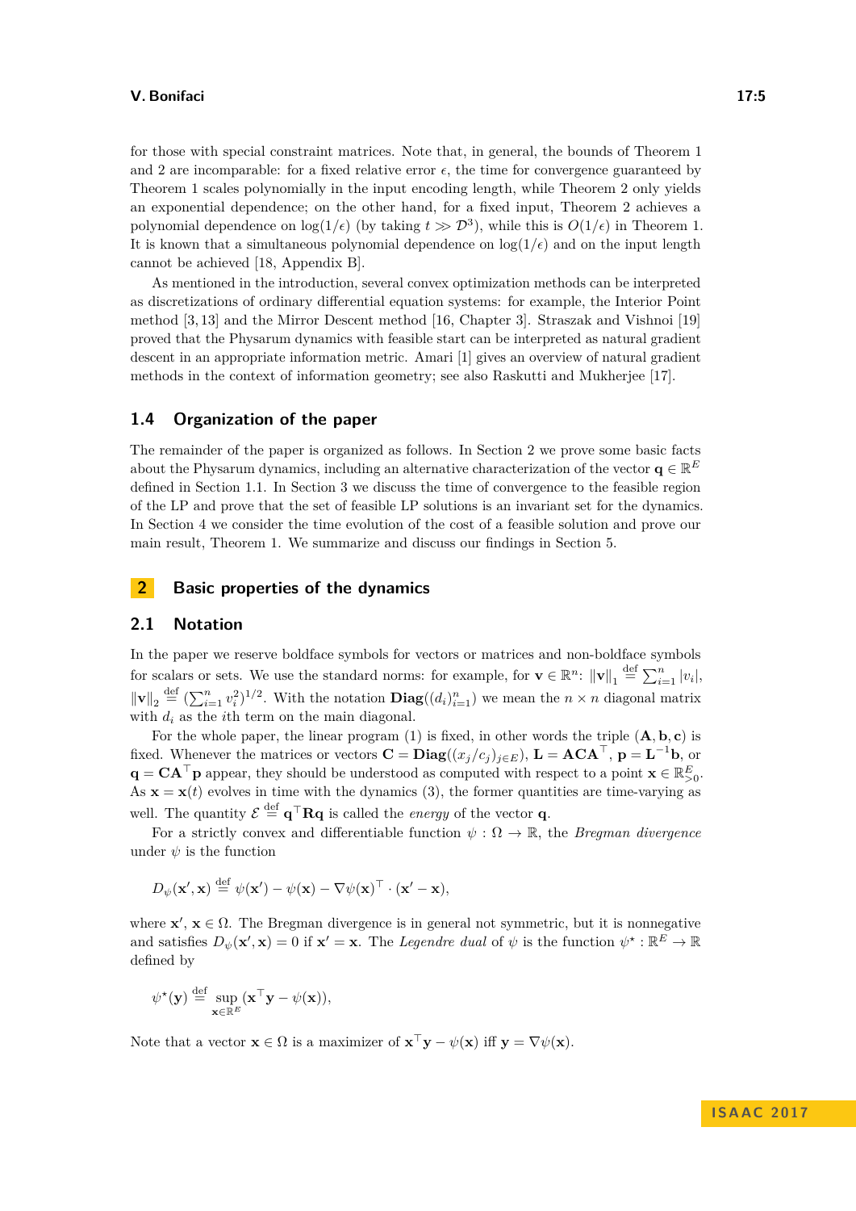for those with special constraint matrices. Note that, in general, the bounds of Theorem 1 and 2 are incomparable: for a fixed relative error $\epsilon$, the time for convergence guaranteed by Theorem 1 scales polynomially in the input encoding length, while Theorem 2 only yields an exponential dependence; on the other hand, for a fixed input, Theorem 2 achieves a polynomial dependence on $\log(1/\epsilon)$ (by taking $t \gg \mathcal{D}^3$), while this is $O(1/\epsilon)$ in Theorem 1. It is known that a simultaneous polynomial dependence on $\log(1/\epsilon)$ and on the input length cannot be achieved [18, Appendix B].

As mentioned in the introduction, several convex optimization methods can be interpreted as discretizations of ordinary differential equation systems: for example, the Interior Point method [3, 13] and the Mirror Descent method [16, Chapter 3]. Straszak and Vishnoi [19] proved that the Physarum dynamics with feasible start can be interpreted as natural gradient descent in an appropriate information metric. Amari [1] gives an overview of natural gradient methods in the context of information geometry; see also Raskutti and Mukherjee [17].

### 1.4 Organization of the paper

The remainder of the paper is organized as follows. In Section 2 we prove some basic facts about the Physarum dynamics, including an alternative characterization of the vector $\mathbf{q} \in \mathbb{R}^E$ defined in Section 1.1. In Section 3 we discuss the time of convergence to the feasible region of the LP and prove that the set of feasible LP solutions is an invariant set for the dynamics. In Section 4 we consider the time evolution of the cost of a feasible solution and prove our main result, Theorem 1. We summarize and discuss our findings in Section 5.

## 2 Basic properties of the dynamics

### 2.1 Notation

In the paper we reserve boldface symbols for vectors or matrices and non-boldface symbols for scalars or sets. We use the standard norms: for example, for $\mathbf{v} \in \mathbb{R}^n$: $\|\mathbf{v}\|_1 \stackrel{\text{def}}{=} \sum_{i=1}^n |v_i|$, $\|\mathbf{v}\|_2 \stackrel{\text{def}}{=} (\sum_{i=1}^n v_i^2)^{1/2}$. With the notation $\mathbf{Diag}((d_i)_{i=1}^n)$ we mean the $n \times n$ diagonal matrix with $d_i$ as the $i$th term on the main diagonal.

For the whole paper, the linear program (1) is fixed, in other words the triple $(\mathbf{A}, \mathbf{b}, \mathbf{c})$ is fixed. Whenever the matrices or vectors $\mathbf{C} = \mathbf{Diag}((x_j/c_j)_{j\in E})$, $\mathbf{L} = \mathbf{ACA}^\top$, $\mathbf{p} = \mathbf{L}^{-1}\mathbf{b}$, or $\mathbf{q} = \mathbf{CA}^\top\mathbf{p}$ appear, they should be understood as computed with respect to a point $\mathbf{x} \in \mathbb{R}^E_{>0}$. As $\mathbf{x} = \mathbf{x}(t)$ evolves in time with the dynamics (3), the former quantities are time-varying as well. The quantity $\mathcal{E} \stackrel{\text{def}}{=} \mathbf{q}^\top\mathbf{R}\mathbf{q}$ is called the *energy* of the vector $\mathbf{q}$.

For a strictly convex and differentiable function $\psi : \Omega \to \mathbb{R}$, the *Bregman divergence* under $\psi$ is the function

$$D_\psi(\mathbf{x}', \mathbf{x}) \stackrel{\text{def}}{=} \psi(\mathbf{x}') - \psi(\mathbf{x}) - \nabla\psi(\mathbf{x})^\top \cdot (\mathbf{x}' - \mathbf{x}),$$

where $\mathbf{x}', \mathbf{x} \in \Omega$. The Bregman divergence is in general not symmetric, but it is nonnegative and satisfies $D_\psi(\mathbf{x}', \mathbf{x}) = 0$ if $\mathbf{x}' = \mathbf{x}$. The *Legendre dual* of $\psi$ is the function $\psi^\star : \mathbb{R}^E \to \mathbb{R}$ defined by

$$\psi^\star(\mathbf{y}) \stackrel{\text{def}}{=} \sup_{\mathbf{x}\in\mathbb{R}^E} (\mathbf{x}^\top\mathbf{y} - \psi(\mathbf{x})),$$

Note that a vector $\mathbf{x} \in \Omega$ is a maximizer of $\mathbf{x}^\top\mathbf{y} - \psi(\mathbf{x})$ iff $\mathbf{y} = \nabla\psi(\mathbf{x})$.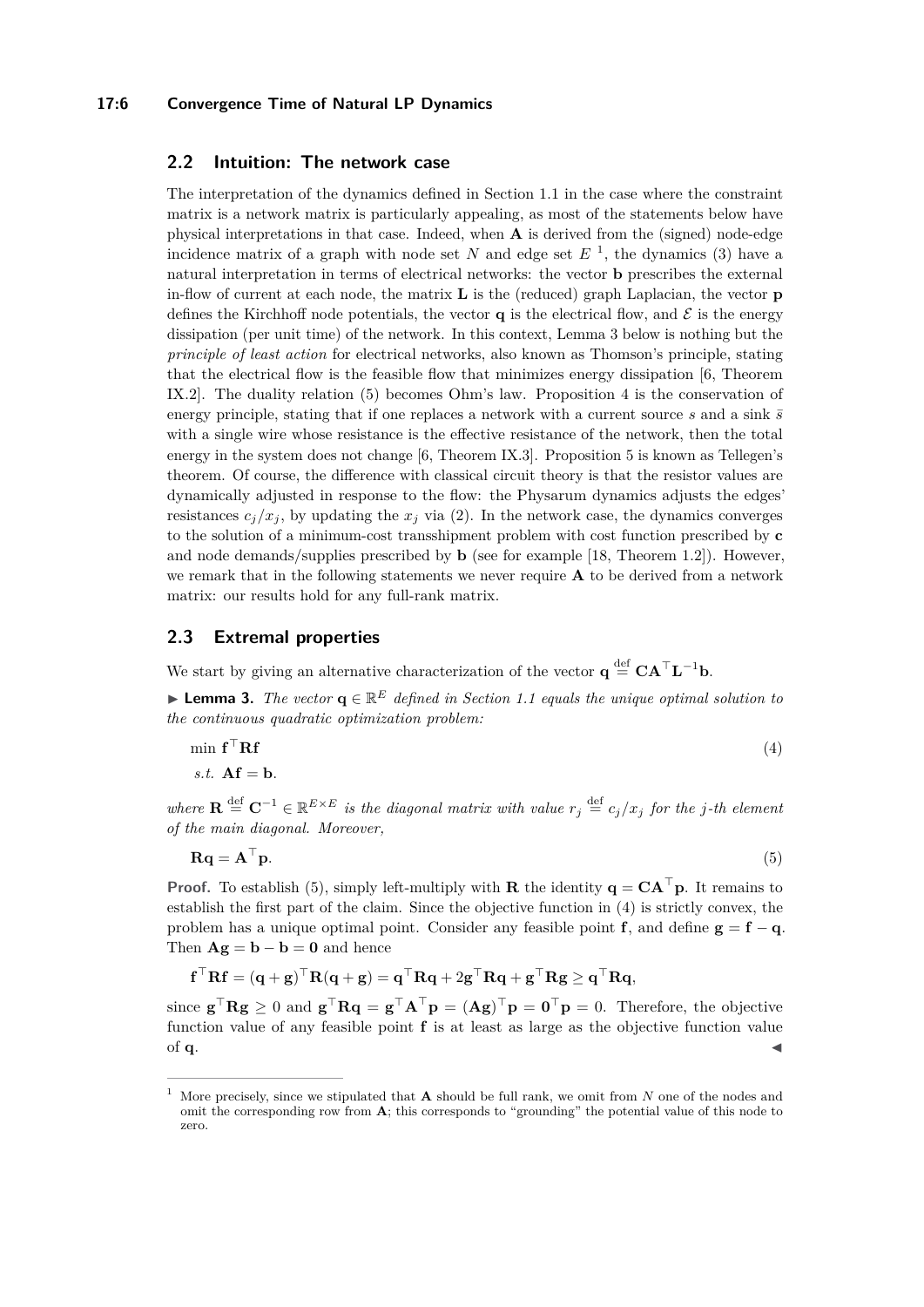## 2.2 Intuition: The network case

The interpretation of the dynamics defined in Section 1.1 in the case where the constraint matrix is a network matrix is particularly appealing, as most of the statements below have physical interpretations in that case. Indeed, when $\mathbf{A}$ is derived from the (signed) node-edge incidence matrix of a graph with node set $N$ and edge set $E$ [1], the dynamics (3) have a natural interpretation in terms of electrical networks: the vector $\mathbf{b}$ prescribes the external in-flow of current at each node, the matrix $\mathbf{L}$ is the (reduced) graph Laplacian, the vector $\mathbf{p}$ defines the Kirchhoff node potentials, the vector $\mathbf{q}$ is the electrical flow, and $\mathcal{E}$ is the energy dissipation (per unit time) of the network. In this context, Lemma 3 below is nothing but the *principle of least action* for electrical networks, also known as Thomson's principle, stating that the electrical flow is the feasible flow that minimizes energy dissipation [6, Theorem IX.2]. The duality relation (5) becomes Ohm's law. Proposition 4 is the conservation of energy principle, stating that if one replaces a network with a current source $s$ and a sink $\bar{s}$ with a single wire whose resistance is the effective resistance of the network, then the total energy in the system does not change [6, Theorem IX.3]. Proposition 5 is known as Tellegen's theorem. Of course, the difference with classical circuit theory is that the resistor values are dynamically adjusted in response to the flow: the Physarum dynamics adjusts the edges' resistances $c_j/x_j$, by updating the $x_j$ via (2). In the network case, the dynamics converges to the solution of a minimum-cost transshipment problem with cost function prescribed by $\mathbf{c}$ and node demands/supplies prescribed by $\mathbf{b}$ (see for example [18, Theorem 1.2]). However, we remark that in the following statements we never require $\mathbf{A}$ to be derived from a network matrix: our results hold for any full-rank matrix.

## 2.3 Extremal properties

We start by giving an alternative characterization of the vector $\mathbf{q} \stackrel{\text{def}}{=} \mathbf{C}\mathbf{A}^\top\mathbf{L}^{-1}\mathbf{b}$.

▶ **Lemma 3.** *The vector $\mathbf{q} \in \mathbb{R}^E$ defined in Section 1.1 equals the unique optimal solution to the continuous quadratic optimization problem:*

$$\min \ \mathbf{f}^\top\mathbf{R}\mathbf{f} \qquad (4)$$
$$\text{s.t. } \ \mathbf{A}\mathbf{f} = \mathbf{b}.$$

*where $\mathbf{R} \stackrel{\text{def}}{=} \mathbf{C}^{-1} \in \mathbb{R}^{E\times E}$ is the diagonal matrix with value $r_j \stackrel{\text{def}}{=} c_j/x_j$ for the $j$-th element of the main diagonal. Moreover,*

$$\mathbf{R}\mathbf{q} = \mathbf{A}^\top\mathbf{p}. \qquad (5)$$

**Proof.** To establish (5), simply left-multiply with $\mathbf{R}$ the identity $\mathbf{q} = \mathbf{C}\mathbf{A}^\top\mathbf{p}$. It remains to establish the first part of the claim. Since the objective function in (4) is strictly convex, the problem has a unique optimal point. Consider any feasible point $\mathbf{f}$, and define $\mathbf{g} = \mathbf{f} - \mathbf{q}$. Then $\mathbf{A}\mathbf{g} = \mathbf{b} - \mathbf{b} = \mathbf{0}$ and hence

$$\mathbf{f}^\top\mathbf{R}\mathbf{f} = (\mathbf{q}+\mathbf{g})^\top\mathbf{R}(\mathbf{q}+\mathbf{g}) = \mathbf{q}^\top\mathbf{R}\mathbf{q} + 2\mathbf{g}^\top\mathbf{R}\mathbf{q} + \mathbf{g}^\top\mathbf{R}\mathbf{g} \geq \mathbf{q}^\top\mathbf{R}\mathbf{q},$$

since $\mathbf{g}^\top\mathbf{R}\mathbf{g} \geq 0$ and $\mathbf{g}^\top\mathbf{R}\mathbf{q} = \mathbf{g}^\top\mathbf{A}^\top\mathbf{p} = (\mathbf{A}\mathbf{g})^\top\mathbf{p} = \mathbf{0}^\top\mathbf{p} = 0$. Therefore, the objective function value of any feasible point $\mathbf{f}$ is at least as large as the objective function value of $\mathbf{q}$. ◀

---

[1] More precisely, since we stipulated that $\mathbf{A}$ should be full rank, we omit from $N$ one of the nodes and omit the corresponding row from $\mathbf{A}$; this corresponds to "grounding" the potential value of this node to zero.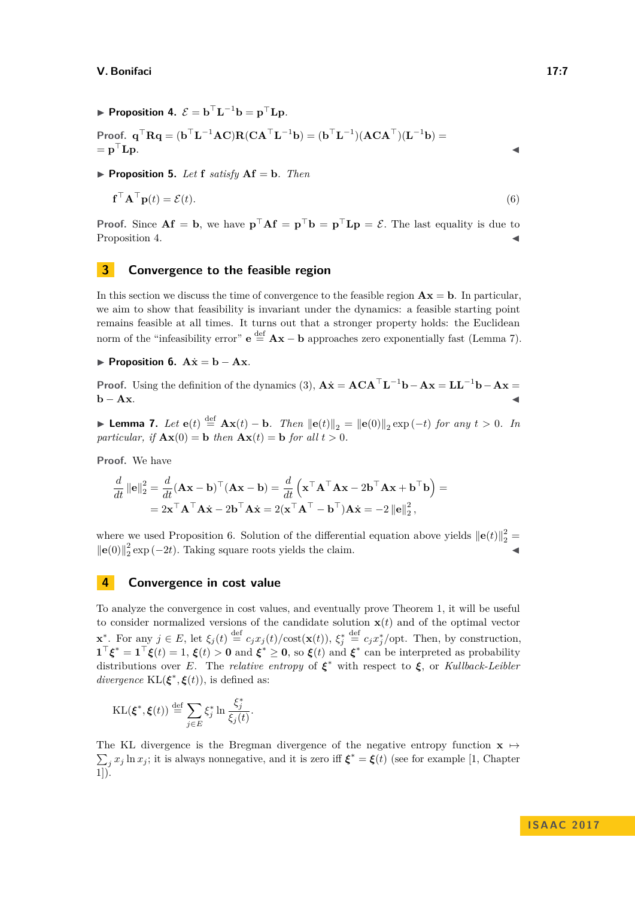▶ **Proposition 4.** $\mathcal{E} = \mathbf{b}^\top \mathbf{L}^{-1}\mathbf{b} = \mathbf{p}^\top \mathbf{L}\mathbf{p}$.

**Proof.** $\mathbf{q}^\top \mathbf{R}\mathbf{q} = (\mathbf{b}^\top \mathbf{L}^{-1}\mathbf{A}\mathbf{C})\mathbf{R}(\mathbf{C}\mathbf{A}^\top \mathbf{L}^{-1}\mathbf{b}) = (\mathbf{b}^\top \mathbf{L}^{-1})(\mathbf{A}\mathbf{C}\mathbf{A}^\top)(\mathbf{L}^{-1}\mathbf{b}) =$
$= \mathbf{p}^\top \mathbf{L}\mathbf{p}$. ◀

▶ **Proposition 5.** *Let* $\mathbf{f}$ *satisfy* $\mathbf{A}\mathbf{f} = \mathbf{b}$. *Then*

$$\mathbf{f}^\top \mathbf{A}^\top \mathbf{p}(t) = \mathcal{E}(t). \tag{6}$$

**Proof.** Since $\mathbf{A}\mathbf{f} = \mathbf{b}$, we have $\mathbf{p}^\top \mathbf{A}\mathbf{f} = \mathbf{p}^\top \mathbf{b} = \mathbf{p}^\top \mathbf{L}\mathbf{p} = \mathcal{E}$. The last equality is due to Proposition 4. ◀

## 3 Convergence to the feasible region

In this section we discuss the time of convergence to the feasible region $\mathbf{A}\mathbf{x} = \mathbf{b}$. In particular, we aim to show that feasibility is invariant under the dynamics: a feasible starting point remains feasible at all times. It turns out that a stronger property holds: the Euclidean norm of the "infeasibility error" $\mathbf{e} \stackrel{\text{def}}{=} \mathbf{A}\mathbf{x} - \mathbf{b}$ approaches zero exponentially fast (Lemma 7).

▶ **Proposition 6.** $\mathbf{A}\dot{\mathbf{x}} = \mathbf{b} - \mathbf{A}\mathbf{x}$.

**Proof.** Using the definition of the dynamics (3), $\mathbf{A}\dot{\mathbf{x}} = \mathbf{A}\mathbf{C}\mathbf{A}^\top \mathbf{L}^{-1}\mathbf{b} - \mathbf{A}\mathbf{x} = \mathbf{L}\mathbf{L}^{-1}\mathbf{b} - \mathbf{A}\mathbf{x} =$
$\mathbf{b} - \mathbf{A}\mathbf{x}$. ◀

▶ **Lemma 7.** *Let* $\mathbf{e}(t) \stackrel{\text{def}}{=} \mathbf{A}\mathbf{x}(t) - \mathbf{b}$. *Then* $\|\mathbf{e}(t)\|_2 = \|\mathbf{e}(0)\|_2 \exp(-t)$ *for any* $t > 0$. *In particular, if* $\mathbf{A}\mathbf{x}(0) = \mathbf{b}$ *then* $\mathbf{A}\mathbf{x}(t) = \mathbf{b}$ *for all* $t > 0$.

**Proof.** We have

$$\frac{d}{dt}\|\mathbf{e}\|_2^2 = \frac{d}{dt}(\mathbf{A}\mathbf{x} - \mathbf{b})^\top(\mathbf{A}\mathbf{x} - \mathbf{b}) = \frac{d}{dt}\left(\mathbf{x}^\top \mathbf{A}^\top \mathbf{A}\mathbf{x} - 2\mathbf{b}^\top \mathbf{A}\mathbf{x} + \mathbf{b}^\top \mathbf{b}\right) =$$
$$= 2\mathbf{x}^\top \mathbf{A}^\top \mathbf{A}\dot{\mathbf{x}} - 2\mathbf{b}^\top \mathbf{A}\dot{\mathbf{x}} = 2(\mathbf{x}^\top \mathbf{A}^\top - \mathbf{b}^\top)\mathbf{A}\dot{\mathbf{x}} = -2\|\mathbf{e}\|_2^2,$$

where we used Proposition 6. Solution of the differential equation above yields $\|\mathbf{e}(t)\|_2^2 = \|\mathbf{e}(0)\|_2^2 \exp(-2t)$. Taking square roots yields the claim. ◀

## 4 Convergence in cost value

To analyze the convergence in cost values, and eventually prove Theorem 1, it will be useful to consider normalized versions of the candidate solution $\mathbf{x}(t)$ and of the optimal vector $\mathbf{x}^*$. For any $j \in E$, let $\xi_j(t) \stackrel{\text{def}}{=} c_j x_j(t)/\text{cost}(\mathbf{x}(t))$, $\xi_j^* \stackrel{\text{def}}{=} c_j x_j^*/\text{opt}$. Then, by construction, $\mathbf{1}^\top \boldsymbol{\xi}^* = \mathbf{1}^\top \boldsymbol{\xi}(t) = 1$, $\boldsymbol{\xi}(t) > \mathbf{0}$ and $\boldsymbol{\xi}^* \geq \mathbf{0}$, so $\boldsymbol{\xi}(t)$ and $\boldsymbol{\xi}^*$ can be interpreted as probability distributions over $E$. The *relative entropy* of $\boldsymbol{\xi}^*$ with respect to $\boldsymbol{\xi}$, or *Kullback-Leibler divergence* $\text{KL}(\boldsymbol{\xi}^*, \boldsymbol{\xi}(t))$, is defined as:

$$\text{KL}(\boldsymbol{\xi}^*, \boldsymbol{\xi}(t)) \stackrel{\text{def}}{=} \sum_{j \in E} \xi_j^* \ln \frac{\xi_j^*}{\xi_j(t)}.$$

The KL divergence is the Bregman divergence of the negative entropy function $\mathbf{x} \mapsto \sum_j x_j \ln x_j$; it is always nonnegative, and it is zero iff $\boldsymbol{\xi}^* = \boldsymbol{\xi}(t)$ (see for example [1, Chapter 1]).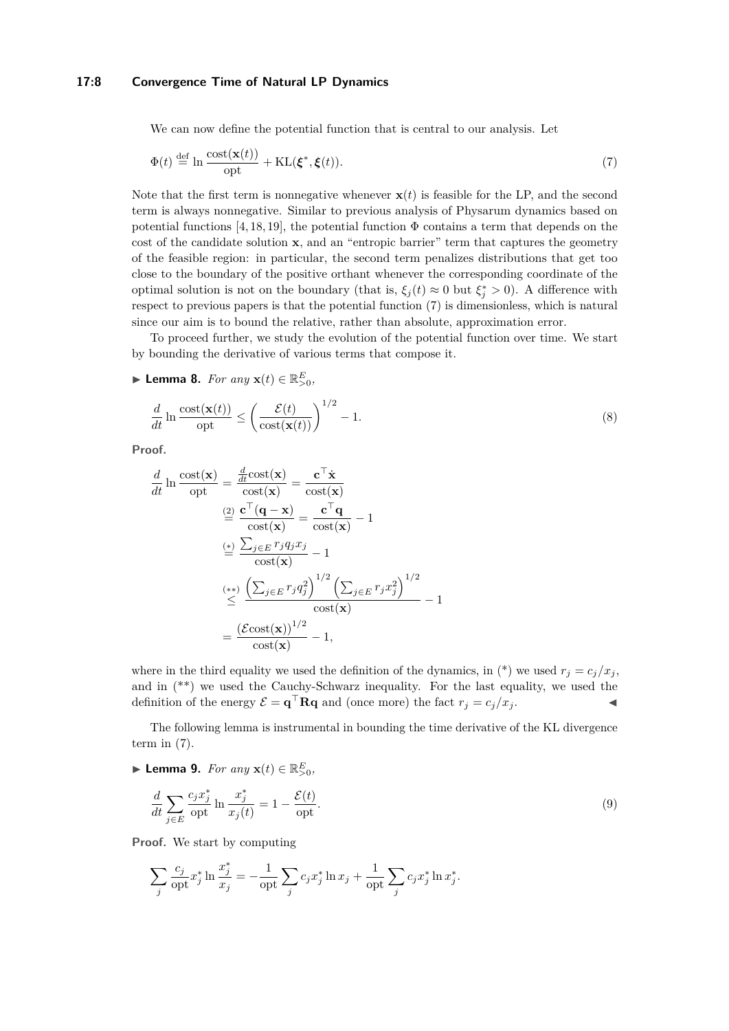We can now define the potential function that is central to our analysis. Let

$$\Phi(t) \stackrel{\text{def}}{=} \ln \frac{\text{cost}(\mathbf{x}(t))}{\text{opt}} + \text{KL}(\boldsymbol{\xi}^*, \boldsymbol{\xi}(t)). \tag{7}$$

Note that the first term is nonnegative whenever $\mathbf{x}(t)$ is feasible for the LP, and the second term is always nonnegative. Similar to previous analysis of Physarum dynamics based on potential functions [4, 18, 19], the potential function $\Phi$ contains a term that depends on the cost of the candidate solution $\mathbf{x}$, and an "entropic barrier" term that captures the geometry of the feasible region: in particular, the second term penalizes distributions that get too close to the boundary of the positive orthant whenever the corresponding coordinate of the optimal solution is not on the boundary (that is, $\xi_j(t) \approx 0$ but $\xi_j^* > 0$). A difference with respect to previous papers is that the potential function (7) is dimensionless, which is natural since our aim is to bound the relative, rather than absolute, approximation error.

To proceed further, we study the evolution of the potential function over time. We start by bounding the derivative of various terms that compose it.

▶ **Lemma 8.** *For any* $\mathbf{x}(t) \in \mathbb{R}^E_{>0}$,

$$\frac{d}{dt} \ln \frac{\text{cost}(\mathbf{x}(t))}{\text{opt}} \leq \left( \frac{\mathcal{E}(t)}{\text{cost}(\mathbf{x}(t))} \right)^{1/2} - 1. \tag{8}$$

**Proof.**

$$\begin{aligned}
\frac{d}{dt} \ln \frac{\text{cost}(\mathbf{x})}{\text{opt}} &= \frac{\frac{d}{dt}\text{cost}(\mathbf{x})}{\text{cost}(\mathbf{x})} = \frac{\mathbf{c}^\top \dot{\mathbf{x}}}{\text{cost}(\mathbf{x})} \\
&\stackrel{(2)}{=} \frac{\mathbf{c}^\top (\mathbf{q} - \mathbf{x})}{\text{cost}(\mathbf{x})} = \frac{\mathbf{c}^\top \mathbf{q}}{\text{cost}(\mathbf{x})} - 1 \\
&\stackrel{(*)}{=} \frac{\sum_{j \in E} r_j q_j x_j}{\text{cost}(\mathbf{x})} - 1 \\
&\stackrel{(**)}{\leq} \frac{\left( \sum_{j \in E} r_j q_j^2 \right)^{1/2} \left( \sum_{j \in E} r_j x_j^2 \right)^{1/2}}{\text{cost}(\mathbf{x})} - 1 \\
&= \frac{(\mathcal{E}\text{cost}(\mathbf{x}))^{1/2}}{\text{cost}(\mathbf{x})} - 1,
\end{aligned}$$

where in the third equality we used the definition of the dynamics, in (\*) we used $r_j = c_j/x_j$, and in (\*\*) we used the Cauchy-Schwarz inequality. For the last equality, we used the definition of the energy $\mathcal{E} = \mathbf{q}^\top \mathbf{R} \mathbf{q}$ and (once more) the fact $r_j = c_j/x_j$. ◀

The following lemma is instrumental in bounding the time derivative of the KL divergence term in (7).

▶ **Lemma 9.** *For any* $\mathbf{x}(t) \in \mathbb{R}^E_{>0}$,

$$\frac{d}{dt} \sum_{j \in E} \frac{c_j x_j^*}{\text{opt}} \ln \frac{x_j^*}{x_j(t)} = 1 - \frac{\mathcal{E}(t)}{\text{opt}}. \tag{9}$$

**Proof.** We start by computing

$$\sum_j \frac{c_j}{\text{opt}} x_j^* \ln \frac{x_j^*}{x_j} = -\frac{1}{\text{opt}} \sum_j c_j x_j^* \ln x_j + \frac{1}{\text{opt}} \sum_j c_j x_j^* \ln x_j^*.$$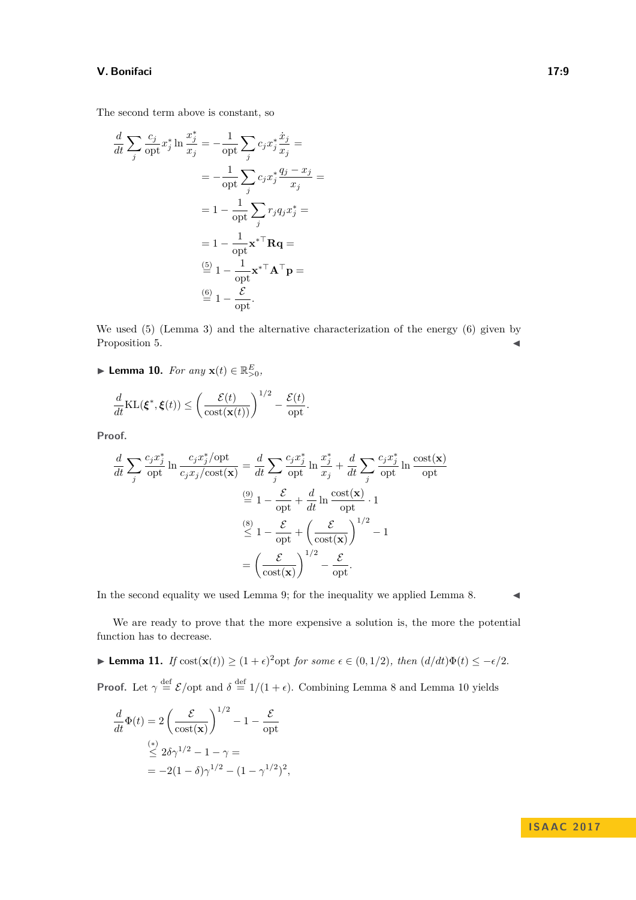The second term above is constant, so

$$
\begin{aligned}
\frac{d}{dt}\sum_j \frac{c_j}{\text{opt}} x_j^* \ln \frac{x_j^*}{x_j} &= -\frac{1}{\text{opt}}\sum_j c_j x_j^* \frac{\dot{x}_j}{x_j} = \\
&= -\frac{1}{\text{opt}}\sum_j c_j x_j^* \frac{q_j - x_j}{x_j} = \\
&= 1 - \frac{1}{\text{opt}}\sum_j r_j q_j x_j^* = \\
&= 1 - \frac{1}{\text{opt}} \mathbf{x}^{*\top} \mathbf{R} \mathbf{q} = \\
&\overset{(5)}{=} 1 - \frac{1}{\text{opt}} \mathbf{x}^{*\top} \mathbf{A}^\top \mathbf{p} = \\
&\overset{(6)}{=} 1 - \frac{\mathcal{E}}{\text{opt}}.
\end{aligned}
$$

We used (5) (Lemma 3) and the alternative characterization of the energy (6) given by Proposition 5. ◀

▶ **Lemma 10.** *For any* $\mathbf{x}(t) \in \mathbb{R}^E_{>0}$,

$$
\frac{d}{dt}\text{KL}(\boldsymbol{\xi}^*, \boldsymbol{\xi}(t)) \le \left(\frac{\mathcal{E}(t)}{\text{cost}(\mathbf{x}(t))}\right)^{1/2} - \frac{\mathcal{E}(t)}{\text{opt}}.
$$

**Proof.**

$$
\begin{aligned}
\frac{d}{dt}\sum_j \frac{c_j x_j^*}{\text{opt}} \ln \frac{c_j x_j^*/\text{opt}}{c_j x_j/\text{cost}(\mathbf{x})} &= \frac{d}{dt}\sum_j \frac{c_j x_j^*}{\text{opt}} \ln \frac{x_j^*}{x_j} + \frac{d}{dt}\sum_j \frac{c_j x_j^*}{\text{opt}} \ln \frac{\text{cost}(\mathbf{x})}{\text{opt}} \\
&\overset{(9)}{=} 1 - \frac{\mathcal{E}}{\text{opt}} + \frac{d}{dt} \ln \frac{\text{cost}(\mathbf{x})}{\text{opt}} \cdot 1 \\
&\overset{(8)}{\le} 1 - \frac{\mathcal{E}}{\text{opt}} + \left(\frac{\mathcal{E}}{\text{cost}(\mathbf{x})}\right)^{1/2} - 1 \\
&= \left(\frac{\mathcal{E}}{\text{cost}(\mathbf{x})}\right)^{1/2} - \frac{\mathcal{E}}{\text{opt}}.
\end{aligned}
$$

In the second equality we used Lemma 9; for the inequality we applied Lemma 8. ◀

We are ready to prove that the more expensive a solution is, the more the potential function has to decrease.

▶ **Lemma 11.** *If* $\text{cost}(\mathbf{x}(t)) \ge (1+\epsilon)^2 \text{opt}$ *for some* $\epsilon \in (0, 1/2)$, *then* $(d/dt)\Phi(t) \le -\epsilon/2$.

**Proof.** Let $\gamma \overset{\text{def}}{=} \mathcal{E}/\text{opt}$ and $\delta \overset{\text{def}}{=} 1/(1+\epsilon)$. Combining Lemma 8 and Lemma 10 yields

$$
\begin{aligned}
\frac{d}{dt}\Phi(t) &= 2\left(\frac{\mathcal{E}}{\text{cost}(\mathbf{x})}\right)^{1/2} - 1 - \frac{\mathcal{E}}{\text{opt}} \\
&\overset{(*)}{\le} 2\delta\gamma^{1/2} - 1 - \gamma = \\
&= -2(1-\delta)\gamma^{1/2} - (1-\gamma^{1/2})^2,
\end{aligned}
$$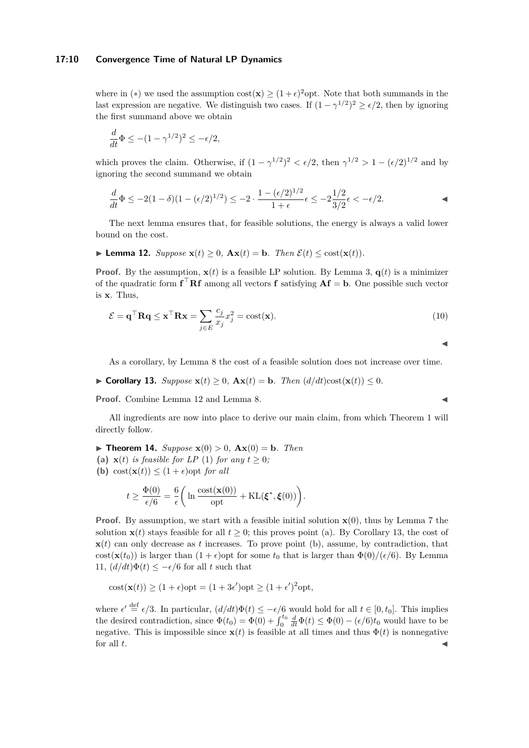where in $(*)$ we used the assumption $\text{cost}(\mathbf{x}) \geq (1+\epsilon)^2\text{opt}$. Note that both summands in the last expression are negative. We distinguish two cases. If $(1-\gamma^{1/2})^2 \geq \epsilon/2$, then by ignoring the first summand above we obtain

$$\frac{d}{dt}\Phi \leq -(1-\gamma^{1/2})^2 \leq -\epsilon/2,$$

which proves the claim. Otherwise, if $(1-\gamma^{1/2})^2 < \epsilon/2$, then $\gamma^{1/2} > 1 - (\epsilon/2)^{1/2}$ and by ignoring the second summand we obtain

$$\frac{d}{dt}\Phi \leq -2(1-\delta)(1-(\epsilon/2)^{1/2}) \leq -2 \cdot \frac{1-(\epsilon/2)^{1/2}}{1+\epsilon}\epsilon \leq -2\frac{1/2}{3/2}\epsilon < -\epsilon/2.$$

◀

The next lemma ensures that, for feasible solutions, the energy is always a valid lower bound on the cost.

▶ **Lemma 12.** *Suppose* $\mathbf{x}(t) \geq 0$*,* $\mathbf{A}\mathbf{x}(t) = \mathbf{b}$*. Then* $\mathcal{E}(t) \leq \text{cost}(\mathbf{x}(t))$*.*

**Proof.** By the assumption, $\mathbf{x}(t)$ is a feasible LP solution. By Lemma 3, $\mathbf{q}(t)$ is a minimizer of the quadratic form $\mathbf{f}^\top\mathbf{R}\mathbf{f}$ among all vectors $\mathbf{f}$ satisfying $\mathbf{A}\mathbf{f} = \mathbf{b}$. One possible such vector is $\mathbf{x}$. Thus,

$$\mathcal{E} = \mathbf{q}^\top\mathbf{R}\mathbf{q} \leq \mathbf{x}^\top\mathbf{R}\mathbf{x} = \sum_{j\in E}\frac{c_j}{x_j}x_j^2 = \text{cost}(\mathbf{x}). \tag{10}$$

◀

As a corollary, by Lemma 8 the cost of a feasible solution does not increase over time.

▶ **Corollary 13.** *Suppose* $\mathbf{x}(t) \geq 0$*,* $\mathbf{A}\mathbf{x}(t) = \mathbf{b}$*. Then* $(d/dt)\text{cost}(\mathbf{x}(t)) \leq 0$*.*

**Proof.** Combine Lemma 12 and Lemma 8. ◀

All ingredients are now into place to derive our main claim, from which Theorem 1 will directly follow.

▶ **Theorem 14.** *Suppose* $\mathbf{x}(0) > 0$*,* $\mathbf{A}\mathbf{x}(0) = \mathbf{b}$*. Then*

**(a)** $\mathbf{x}(t)$ *is feasible for LP* (1) *for any* $t \geq 0$*;*

**(b)** $\text{cost}(\mathbf{x}(t)) \leq (1+\epsilon)\text{opt}$ *for all*

$$t \geq \frac{\Phi(0)}{\epsilon/6} = \frac{6}{\epsilon}\left(\ln\frac{\text{cost}(\mathbf{x}(0))}{\text{opt}} + \text{KL}(\boldsymbol{\xi}^*, \boldsymbol{\xi}(0))\right).$$

**Proof.** By assumption, we start with a feasible initial solution $\mathbf{x}(0)$, thus by Lemma 7 the solution $\mathbf{x}(t)$ stays feasible for all $t \geq 0$; this proves point (a). By Corollary 13, the cost of $\mathbf{x}(t)$ can only decrease as $t$ increases. To prove point (b), assume, by contradiction, that $\text{cost}(\mathbf{x}(t_0))$ is larger than $(1+\epsilon)\text{opt}$ for some $t_0$ that is larger than $\Phi(0)/(\epsilon/6)$. By Lemma 11, $(d/dt)\Phi(t) \leq -\epsilon/6$ for all $t$ such that

$$\text{cost}(\mathbf{x}(t)) \geq (1+\epsilon)\text{opt} = (1+3\epsilon')\text{opt} \geq (1+\epsilon')^2\text{opt},$$

where $\epsilon' \stackrel{\text{def}}{=} \epsilon/3$. In particular, $(d/dt)\Phi(t) \leq -\epsilon/6$ would hold for all $t \in [0, t_0]$. This implies the desired contradiction, since $\Phi(t_0) = \Phi(0) + \int_0^{t_0}\frac{d}{dt}\Phi(t) \leq \Phi(0) - (\epsilon/6)t_0$ would have to be negative. This is impossible since $\mathbf{x}(t)$ is feasible at all times and thus $\Phi(t)$ is nonnegative for all $t$. ◀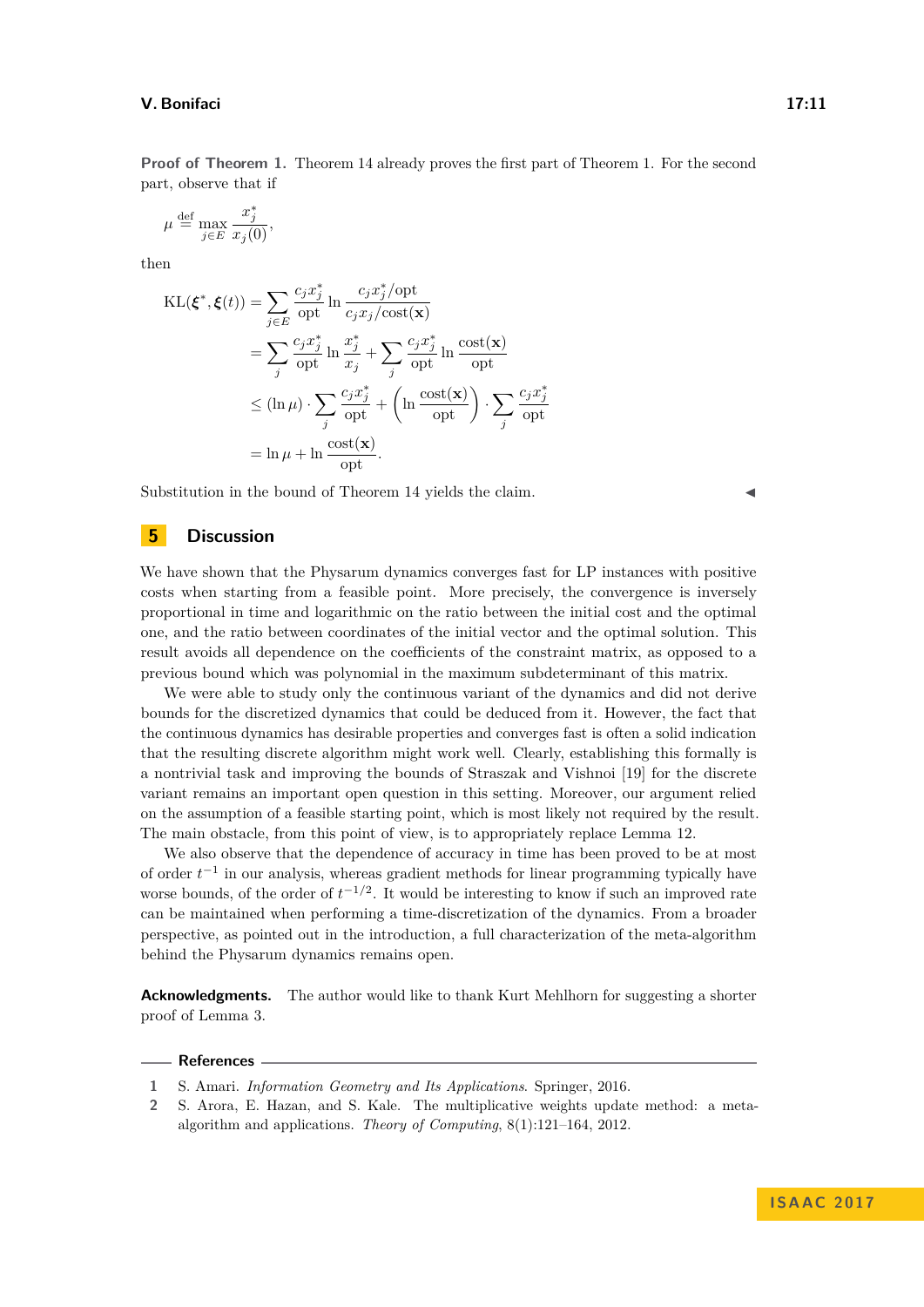**Proof of Theorem 1.** Theorem 14 already proves the first part of Theorem 1. For the second part, observe that if

$$\mu \stackrel{\text{def}}{=} \max_{j \in E} \frac{x_j^*}{x_j(0)},$$

then

$$\begin{aligned}
\mathrm{KL}(\boldsymbol{\xi}^*, \boldsymbol{\xi}(t)) &= \sum_{j \in E} \frac{c_j x_j^*}{\mathrm{opt}} \ln \frac{c_j x_j^*/\mathrm{opt}}{c_j x_j/\mathrm{cost}(\mathbf{x})} \\
&= \sum_j \frac{c_j x_j^*}{\mathrm{opt}} \ln \frac{x_j^*}{x_j} + \sum_j \frac{c_j x_j^*}{\mathrm{opt}} \ln \frac{\mathrm{cost}(\mathbf{x})}{\mathrm{opt}} \\
&\leq (\ln \mu) \cdot \sum_j \frac{c_j x_j^*}{\mathrm{opt}} + \left( \ln \frac{\mathrm{cost}(\mathbf{x})}{\mathrm{opt}} \right) \cdot \sum_j \frac{c_j x_j^*}{\mathrm{opt}} \\
&= \ln \mu + \ln \frac{\mathrm{cost}(\mathbf{x})}{\mathrm{opt}}.
\end{aligned}$$

Substitution in the bound of Theorem 14 yields the claim. ◀

## 5 Discussion

We have shown that the Physarum dynamics converges fast for LP instances with positive costs when starting from a feasible point. More precisely, the convergence is inversely proportional in time and logarithmic on the ratio between the initial cost and the optimal one, and the ratio between coordinates of the initial vector and the optimal solution. This result avoids all dependence on the coefficients of the constraint matrix, as opposed to a previous bound which was polynomial in the maximum subdeterminant of this matrix.

We were able to study only the continuous variant of the dynamics and did not derive bounds for the discretized dynamics that could be deduced from it. However, the fact that the continuous dynamics has desirable properties and converges fast is often a solid indication that the resulting discrete algorithm might work well. Clearly, establishing this formally is a nontrivial task and improving the bounds of Straszak and Vishnoi [19] for the discrete variant remains an important open question in this setting. Moreover, our argument relied on the assumption of a feasible starting point, which is most likely not required by the result. The main obstacle, from this point of view, is to appropriately replace Lemma 12.

We also observe that the dependence of accuracy in time has been proved to be at most of order $t^{-1}$ in our analysis, whereas gradient methods for linear programming typically have worse bounds, of the order of $t^{-1/2}$. It would be interesting to know if such an improved rate can be maintained when performing a time-discretization of the dynamics. From a broader perspective, as pointed out in the introduction, a full characterization of the meta-algorithm behind the Physarum dynamics remains open.

**Acknowledgments.** The author would like to thank Kurt Mehlhorn for suggesting a shorter proof of Lemma 3.

## References

1. S. Amari. *Information Geometry and Its Applications*. Springer, 2016.
2. S. Arora, E. Hazan, and S. Kale. The multiplicative weights update method: a meta-algorithm and applications. *Theory of Computing*, 8(1):121–164, 2012.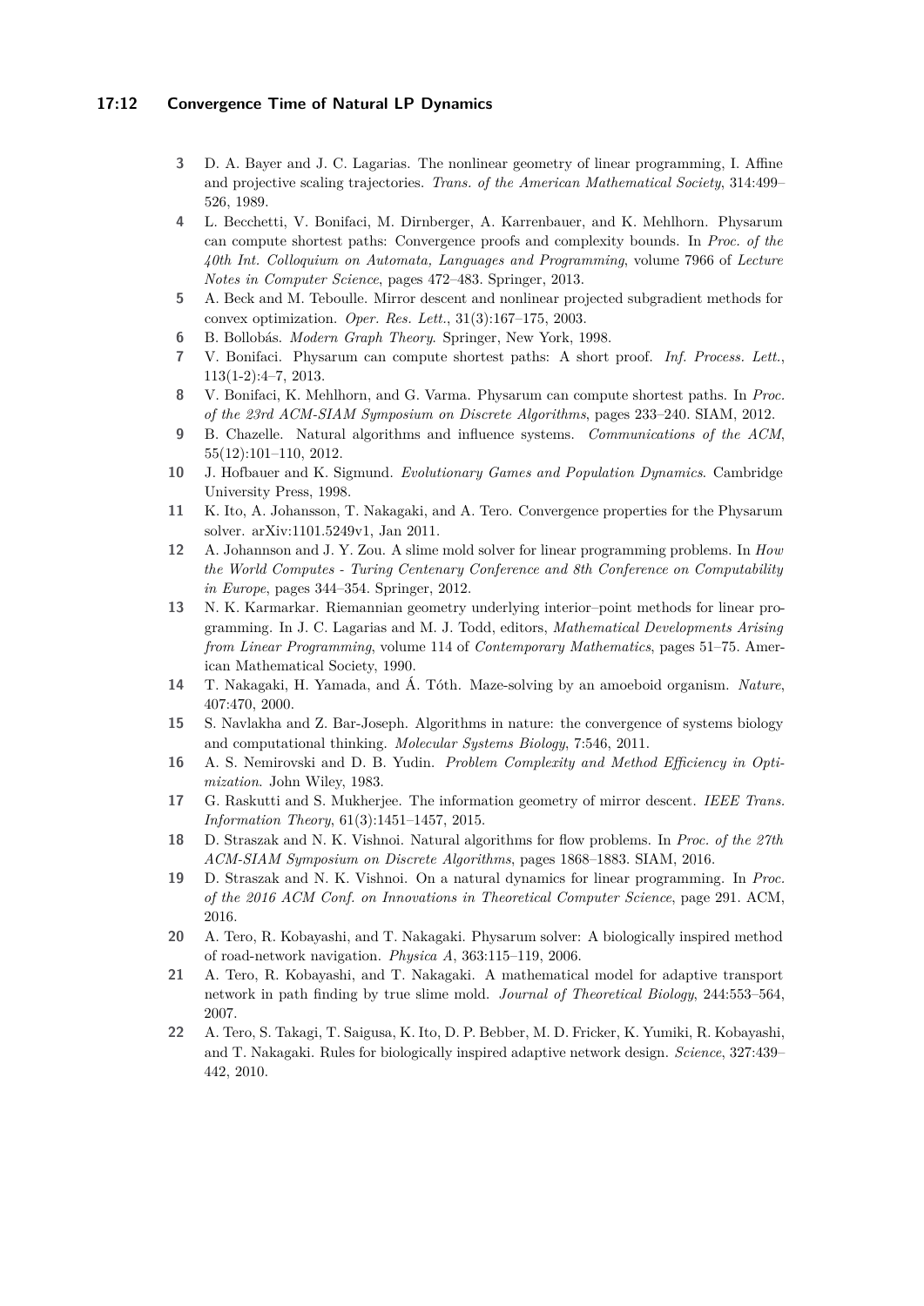3. D. A. Bayer and J. C. Lagarias. The nonlinear geometry of linear programming, I. Affine and projective scaling trajectories. *Trans. of the American Mathematical Society*, 314:499–526, 1989.
4. L. Becchetti, V. Bonifaci, M. Dirnberger, A. Karrenbauer, and K. Mehlhorn. Physarum can compute shortest paths: Convergence proofs and complexity bounds. In *Proc. of the 40th Int. Colloquium on Automata, Languages and Programming*, volume 7966 of *Lecture Notes in Computer Science*, pages 472–483. Springer, 2013.
5. A. Beck and M. Teboulle. Mirror descent and nonlinear projected subgradient methods for convex optimization. *Oper. Res. Lett.*, 31(3):167–175, 2003.
6. B. Bollobás. *Modern Graph Theory*. Springer, New York, 1998.
7. V. Bonifaci. Physarum can compute shortest paths: A short proof. *Inf. Process. Lett.*, 113(1-2):4–7, 2013.
8. V. Bonifaci, K. Mehlhorn, and G. Varma. Physarum can compute shortest paths. In *Proc. of the 23rd ACM-SIAM Symposium on Discrete Algorithms*, pages 233–240. SIAM, 2012.
9. B. Chazelle. Natural algorithms and influence systems. *Communications of the ACM*, 55(12):101–110, 2012.
10. J. Hofbauer and K. Sigmund. *Evolutionary Games and Population Dynamics*. Cambridge University Press, 1998.
11. K. Ito, A. Johansson, T. Nakagaki, and A. Tero. Convergence properties for the Physarum solver. arXiv:1101.5249v1, Jan 2011.
12. A. Johannson and J. Y. Zou. A slime mold solver for linear programming problems. In *How the World Computes - Turing Centenary Conference and 8th Conference on Computability in Europe*, pages 344–354. Springer, 2012.
13. N. K. Karmarkar. Riemannian geometry underlying interior–point methods for linear programming. In J. C. Lagarias and M. J. Todd, editors, *Mathematical Developments Arising from Linear Programming*, volume 114 of *Contemporary Mathematics*, pages 51–75. American Mathematical Society, 1990.
14. T. Nakagaki, H. Yamada, and Á. Tóth. Maze-solving by an amoeboid organism. *Nature*, 407:470, 2000.
15. S. Navlakha and Z. Bar-Joseph. Algorithms in nature: the convergence of systems biology and computational thinking. *Molecular Systems Biology*, 7:546, 2011.
16. A. S. Nemirovski and D. B. Yudin. *Problem Complexity and Method Efficiency in Optimization*. John Wiley, 1983.
17. G. Raskutti and S. Mukherjee. The information geometry of mirror descent. *IEEE Trans. Information Theory*, 61(3):1451–1457, 2015.
18. D. Straszak and N. K. Vishnoi. Natural algorithms for flow problems. In *Proc. of the 27th ACM-SIAM Symposium on Discrete Algorithms*, pages 1868–1883. SIAM, 2016.
19. D. Straszak and N. K. Vishnoi. On a natural dynamics for linear programming. In *Proc. of the 2016 ACM Conf. on Innovations in Theoretical Computer Science*, page 291. ACM, 2016.
20. A. Tero, R. Kobayashi, and T. Nakagaki. Physarum solver: A biologically inspired method of road-network navigation. *Physica A*, 363:115–119, 2006.
21. A. Tero, R. Kobayashi, and T. Nakagaki. A mathematical model for adaptive transport network in path finding by true slime mold. *Journal of Theoretical Biology*, 244:553–564, 2007.
22. A. Tero, S. Takagi, T. Saigusa, K. Ito, D. P. Bebber, M. D. Fricker, K. Yumiki, R. Kobayashi, and T. Nakagaki. Rules for biologically inspired adaptive network design. *Science*, 327:439–442, 2010.